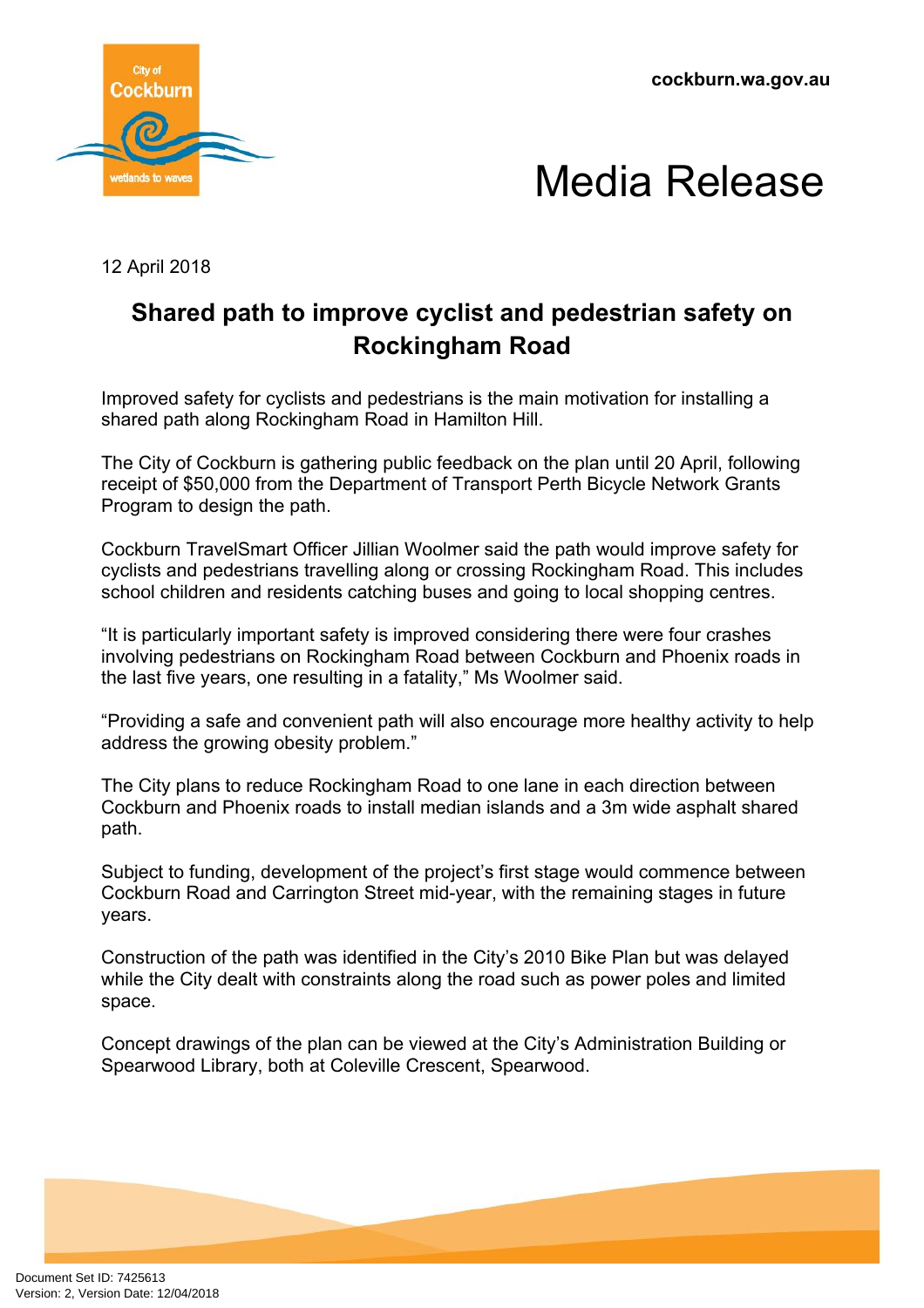cockburn.wa.gov.au

# Media Release

12 April 2018

## Shared path to improve cyclist and pedestrian safety on Rockingham Road

Improved safety for cyclists and pedestrians is the main motivation for installing a shared path along Rockingham Road in Hamilton Hill.

The City of Cockburn is gathering public feedback on the plan until 20 April, following receipt of $50,000 from the Department of Transport Perth Bicycle Network Grants Program to design the path.

Cockburn TravelSmart Officer Jillian Woolmer said the path would improve safety for cyclists and pedestrians travelling along or crossing Rockingham Road. This includes school children and residents catching buses and going to local shopping centres.

"It is particularly important safety is improved considering there were four crashes involving pedestrians on Rockingham Road between Cockburn and Phoenix roads in the last five years, one resulting in a fatality," Ms Woolmer said.

"Providing a safe and convenient path will also encourage more healthy activity to help address the growing obesity problem."

The City plans to reduce Rockingham Road to one lane in each direction between Cockburn and Phoenix roads to install median islands and a 3m wide asphalt shared path.

Subject to funding, development of the project's first stage would commence between Cockburn Road and Carrington Street mid-year, with the remaining stages in future years.

Construction of the path was identified in the City's 2010 Bike Plan but was delayed while the City dealt with constraints along the road such as power poles and limited space.

Concept drawings of the plan can be viewed at the City's Administration Building or Spearwood Library, both at Coleville Crescent, Spearwood.

Document Set ID: 7425613
Version: 2, Version Date: 12/04/2018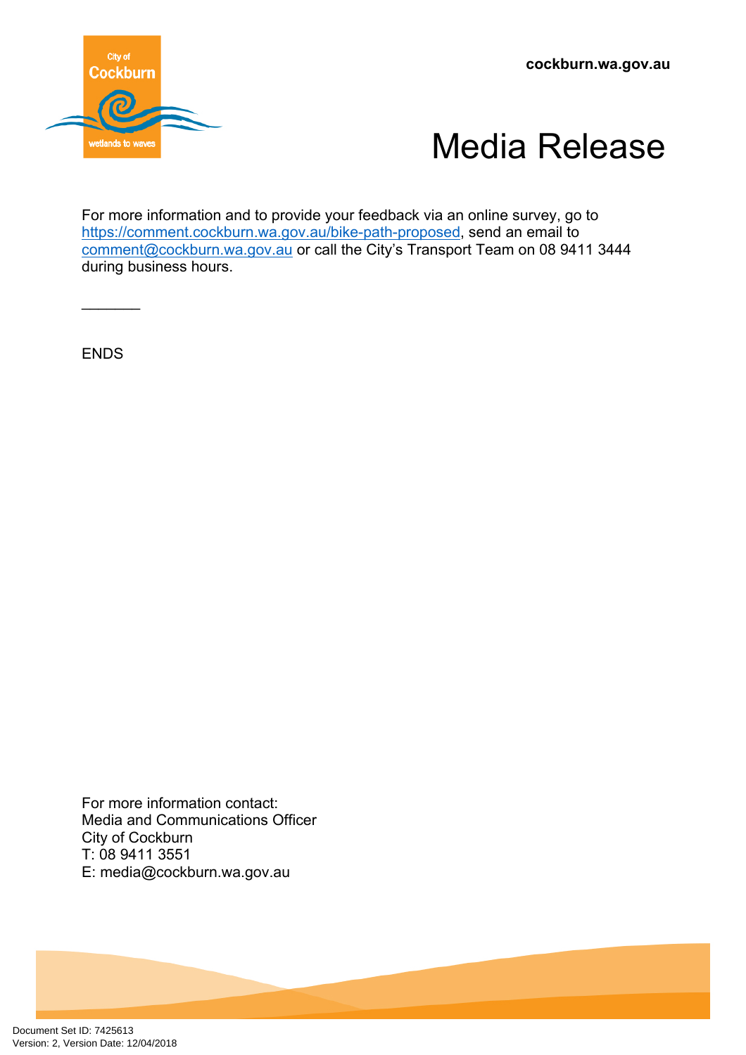For more information and to provide your feedback via an online survey, go to https://comment.cockburn.wa.gov.au/bike-path-proposed, send an email to comment@cockburn.wa.gov.au or call the City's Transport Team on 08 9411 3444 during business hours.

_______

ENDS

For more information contact:
Media and Communications Officer
City of Cockburn
T: 08 9411 3551
E: media@cockburn.wa.gov.au